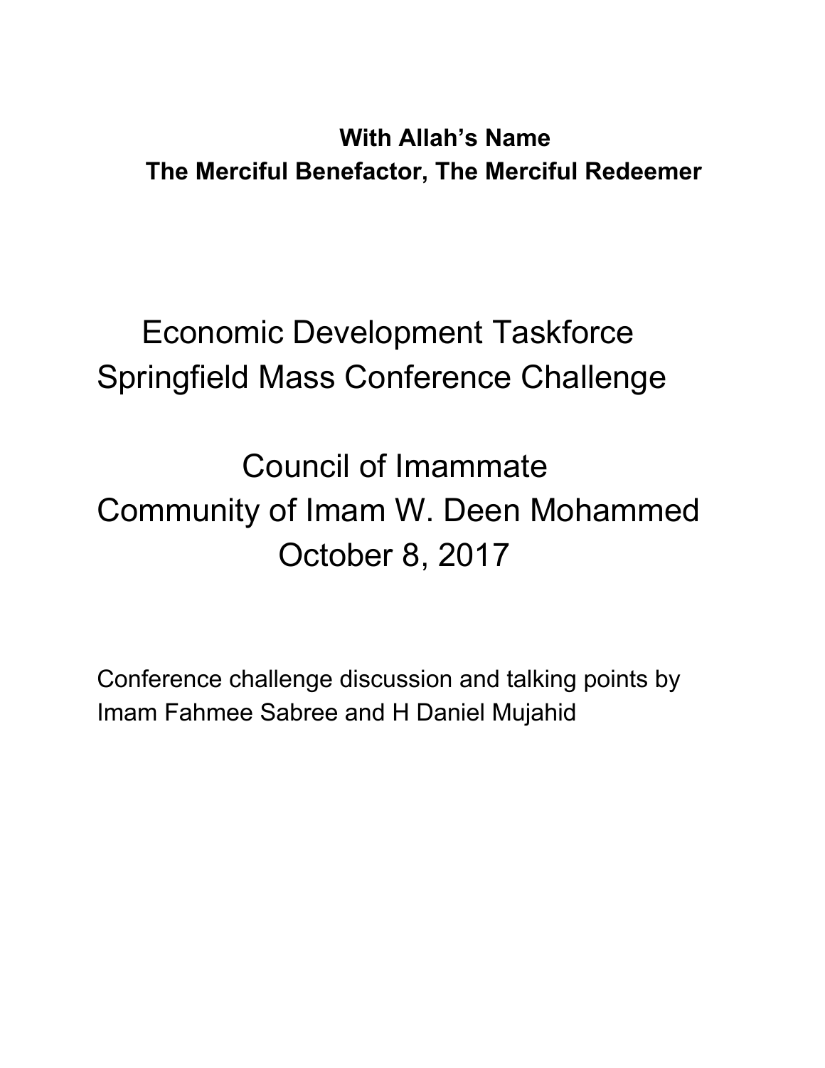**With Allah's Name**
**The Merciful Benefactor, The Merciful Redeemer**

# Economic Development Taskforce
# Springfield Mass Conference Challenge

## Council of Imammate
## Community of Imam W. Deen Mohammed
## October 8, 2017

Conference challenge discussion and talking points by Imam Fahmee Sabree and H Daniel Mujahid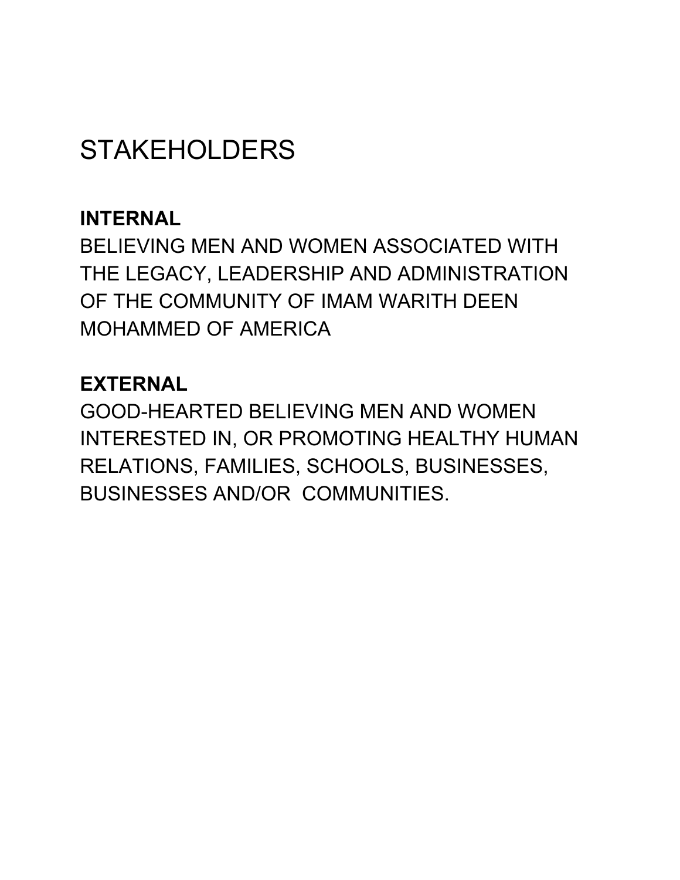# STAKEHOLDERS

**INTERNAL**

BELIEVING MEN AND WOMEN ASSOCIATED WITH THE LEGACY, LEADERSHIP AND ADMINISTRATION OF THE COMMUNITY OF IMAM WARITH DEEN MOHAMMED OF AMERICA

**EXTERNAL**

GOOD-HEARTED BELIEVING MEN AND WOMEN INTERESTED IN, OR PROMOTING HEALTHY HUMAN RELATIONS, FAMILIES, SCHOOLS, BUSINESSES, BUSINESSES AND/OR COMMUNITIES.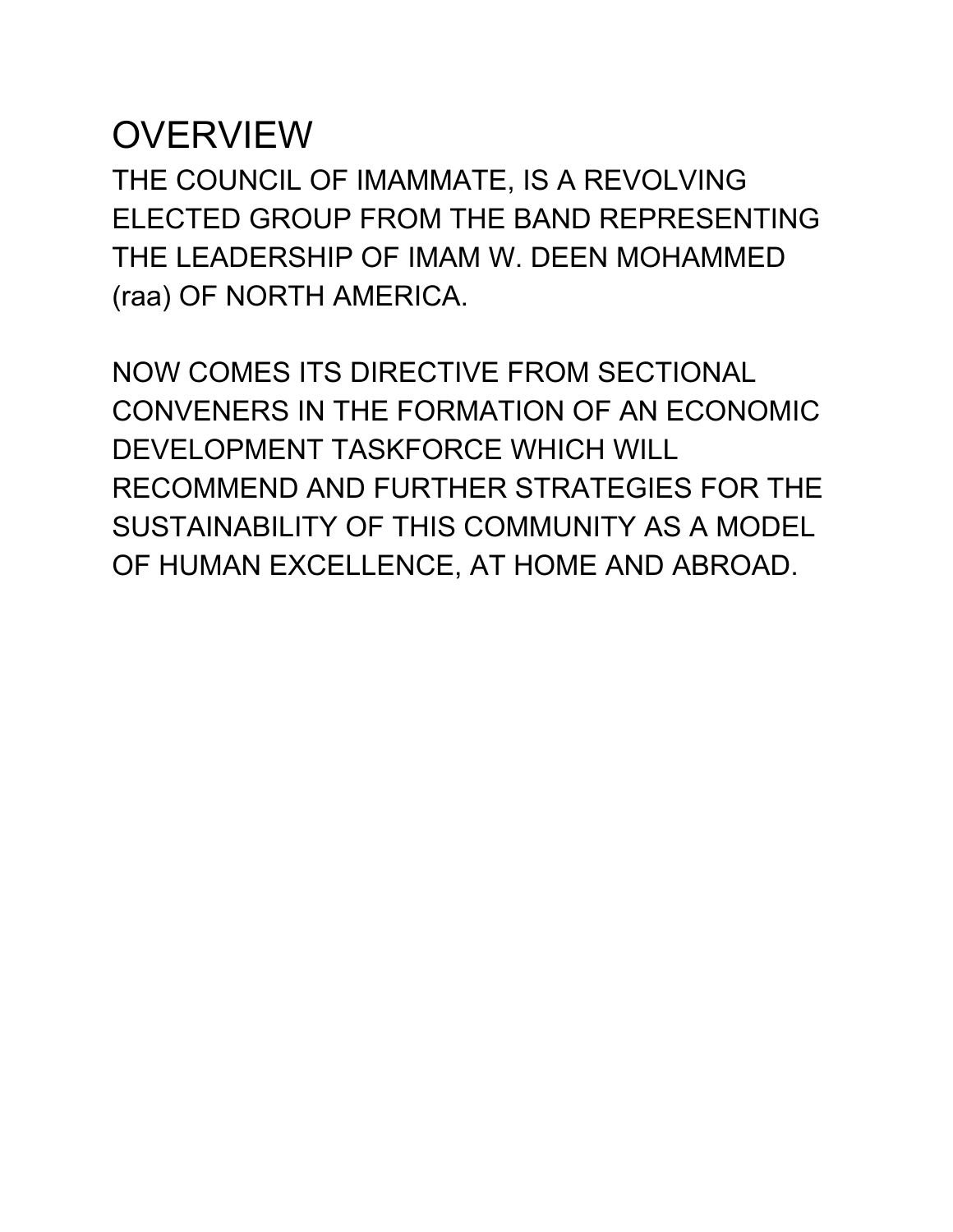# OVERVIEW

THE COUNCIL OF IMAMMATE, IS A REVOLVING ELECTED GROUP FROM THE BAND REPRESENTING THE LEADERSHIP OF IMAM W. DEEN MOHAMMED (raa) OF NORTH AMERICA.

NOW COMES ITS DIRECTIVE FROM SECTIONAL CONVENERS IN THE FORMATION OF AN ECONOMIC DEVELOPMENT TASKFORCE WHICH WILL RECOMMEND AND FURTHER STRATEGIES FOR THE SUSTAINABILITY OF THIS COMMUNITY AS A MODEL OF HUMAN EXCELLENCE, AT HOME AND ABROAD.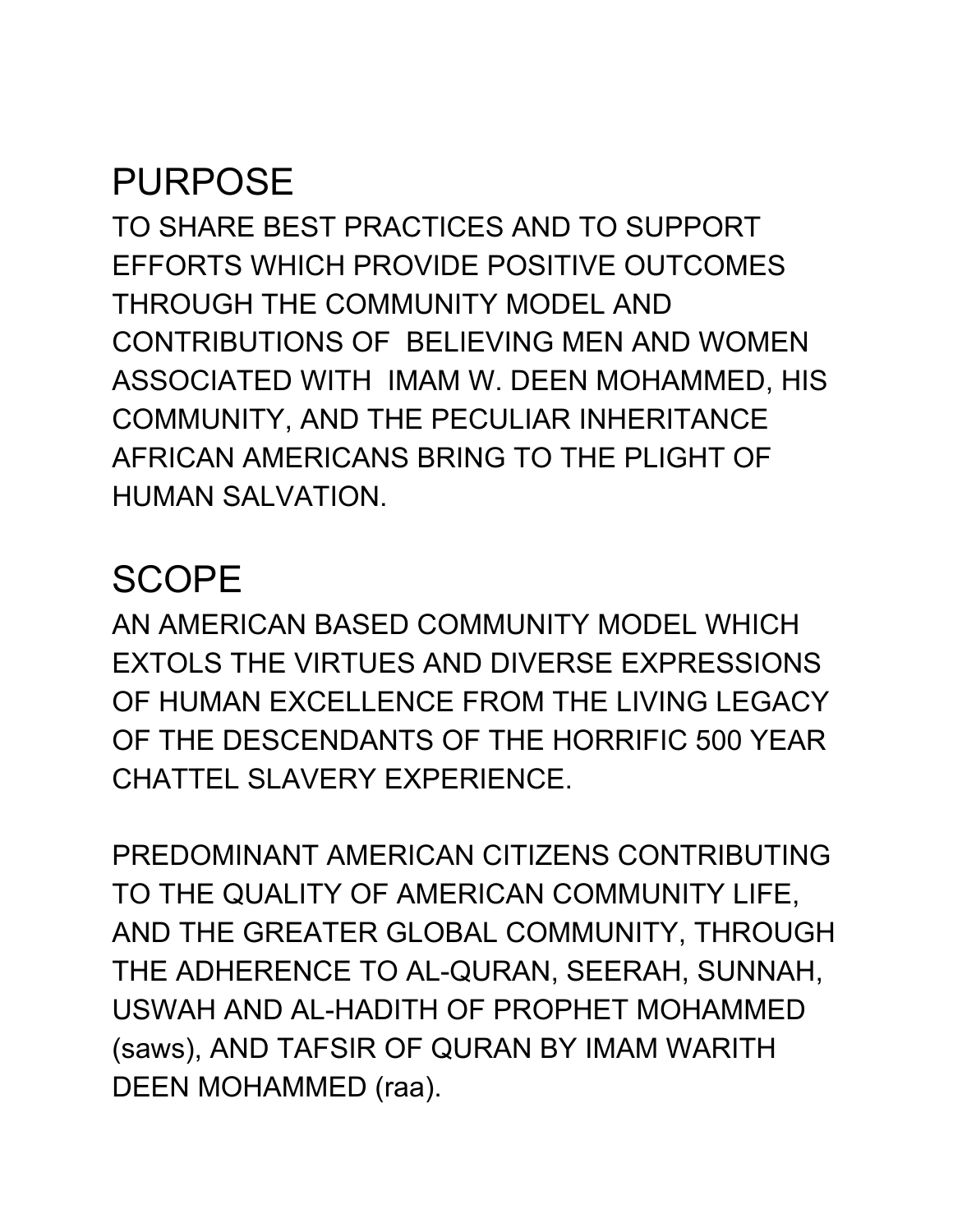# PURPOSE

TO SHARE BEST PRACTICES AND TO SUPPORT EFFORTS WHICH PROVIDE POSITIVE OUTCOMES THROUGH THE COMMUNITY MODEL AND CONTRIBUTIONS OF BELIEVING MEN AND WOMEN ASSOCIATED WITH IMAM W. DEEN MOHAMMED, HIS COMMUNITY, AND THE PECULIAR INHERITANCE AFRICAN AMERICANS BRING TO THE PLIGHT OF HUMAN SALVATION.

# SCOPE

AN AMERICAN BASED COMMUNITY MODEL WHICH EXTOLS THE VIRTUES AND DIVERSE EXPRESSIONS OF HUMAN EXCELLENCE FROM THE LIVING LEGACY OF THE DESCENDANTS OF THE HORRIFIC 500 YEAR CHATTEL SLAVERY EXPERIENCE.

PREDOMINANT AMERICAN CITIZENS CONTRIBUTING TO THE QUALITY OF AMERICAN COMMUNITY LIFE, AND THE GREATER GLOBAL COMMUNITY, THROUGH THE ADHERENCE TO AL-QURAN, SEERAH, SUNNAH, USWAH AND AL-HADITH OF PROPHET MOHAMMED (saws), AND TAFSIR OF QURAN BY IMAM WARITH DEEN MOHAMMED (raa).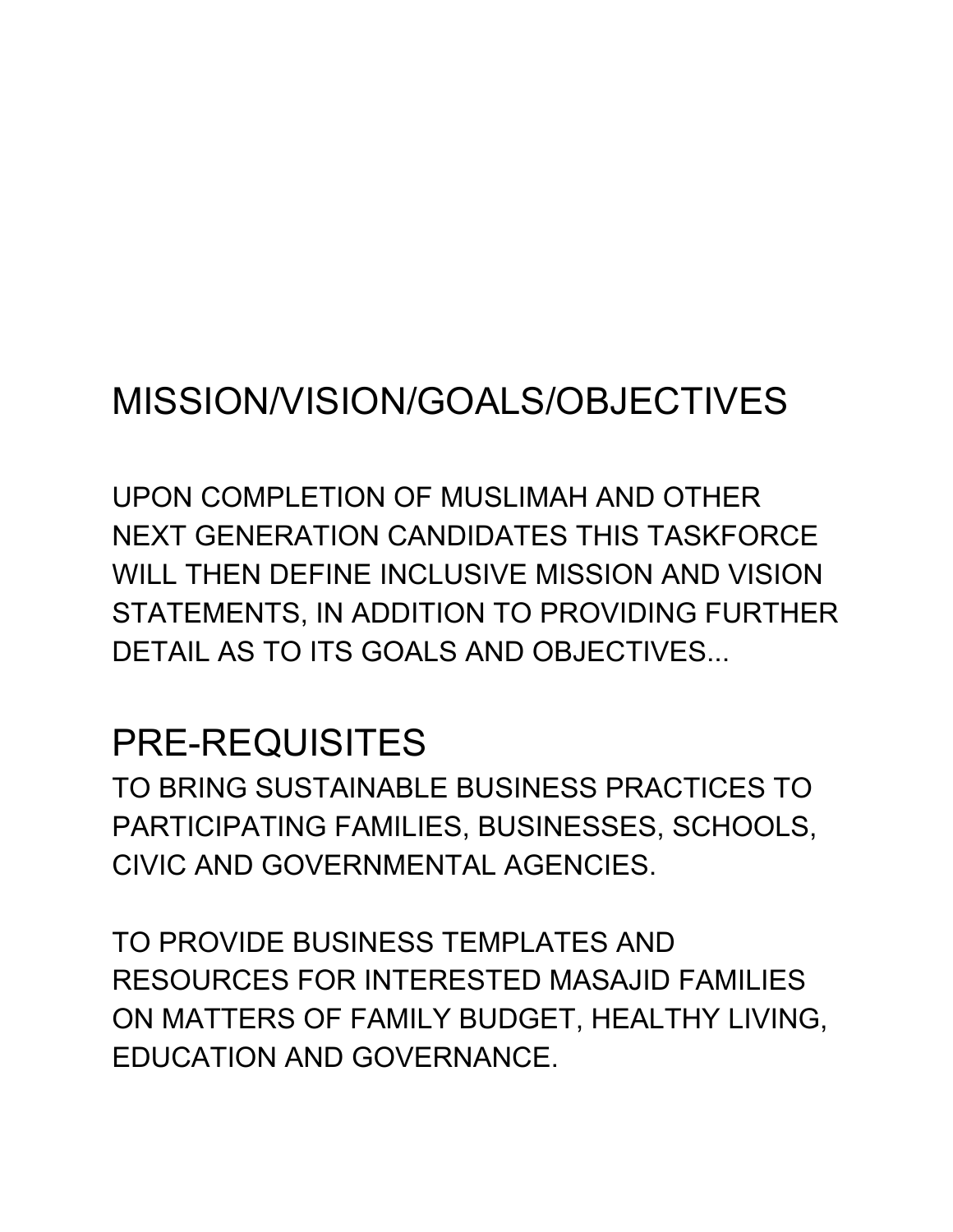## MISSION/VISION/GOALS/OBJECTIVES

UPON COMPLETION OF MUSLIMAH AND OTHER NEXT GENERATION CANDIDATES THIS TASKFORCE WILL THEN DEFINE INCLUSIVE MISSION AND VISION STATEMENTS, IN ADDITION TO PROVIDING FURTHER DETAIL AS TO ITS GOALS AND OBJECTIVES...

## PRE-REQUISITES

TO BRING SUSTAINABLE BUSINESS PRACTICES TO PARTICIPATING FAMILIES, BUSINESSES, SCHOOLS, CIVIC AND GOVERNMENTAL AGENCIES.

TO PROVIDE BUSINESS TEMPLATES AND RESOURCES FOR INTERESTED MASAJID FAMILIES ON MATTERS OF FAMILY BUDGET, HEALTHY LIVING, EDUCATION AND GOVERNANCE.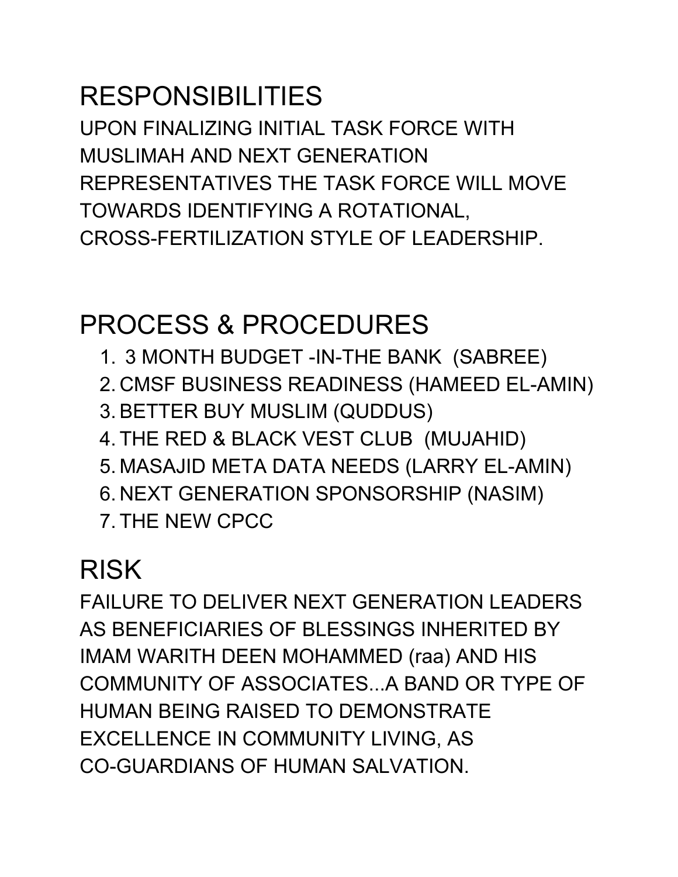# RESPONSIBILITIES

UPON FINALIZING INITIAL TASK FORCE WITH MUSLIMAH AND NEXT GENERATION REPRESENTATIVES THE TASK FORCE WILL MOVE TOWARDS IDENTIFYING A ROTATIONAL, CROSS-FERTILIZATION STYLE OF LEADERSHIP.

# PROCESS & PROCEDURES

1. 3 MONTH BUDGET -IN-THE BANK (SABREE)
2. CMSF BUSINESS READINESS (HAMEED EL-AMIN)
3. BETTER BUY MUSLIM (QUDDUS)
4. THE RED & BLACK VEST CLUB (MUJAHID)
5. MASAJID META DATA NEEDS (LARRY EL-AMIN)
6. NEXT GENERATION SPONSORSHIP (NASIM)
7. THE NEW CPCC

# RISK

FAILURE TO DELIVER NEXT GENERATION LEADERS AS BENEFICIARIES OF BLESSINGS INHERITED BY IMAM WARITH DEEN MOHAMMED (raa) AND HIS COMMUNITY OF ASSOCIATES...A BAND OR TYPE OF HUMAN BEING RAISED TO DEMONSTRATE EXCELLENCE IN COMMUNITY LIVING, AS CO-GUARDIANS OF HUMAN SALVATION.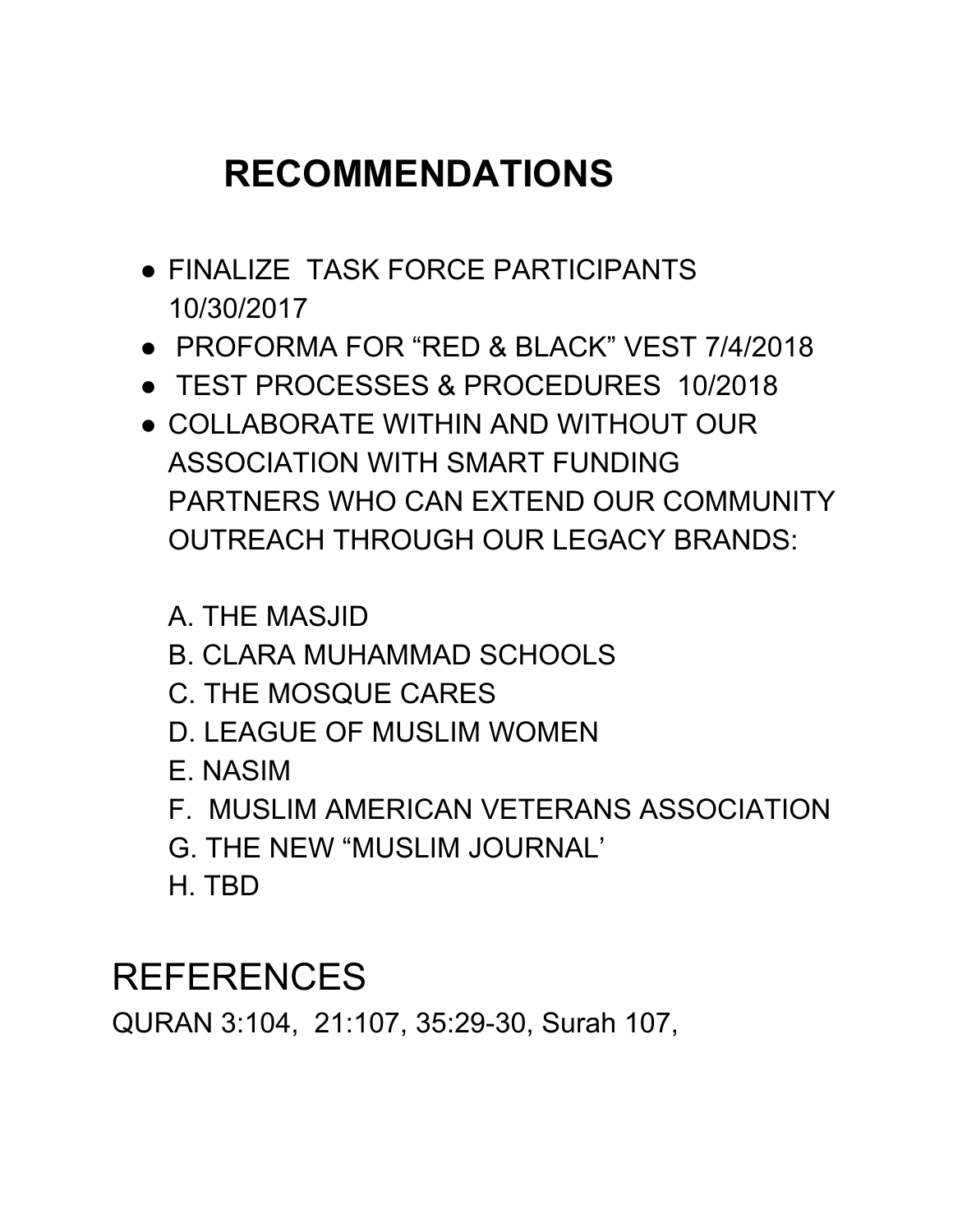# RECOMMENDATIONS

- FINALIZE TASK FORCE PARTICIPANTS 10/30/2017
- PROFORMA FOR "RED & BLACK" VEST 7/4/2018
- TEST PROCESSES & PROCEDURES 10/2018
- COLLABORATE WITHIN AND WITHOUT OUR ASSOCIATION WITH SMART FUNDING PARTNERS WHO CAN EXTEND OUR COMMUNITY OUTREACH THROUGH OUR LEGACY BRANDS:

  A. THE MASJID
  B. CLARA MUHAMMAD SCHOOLS
  C. THE MOSQUE CARES
  D. LEAGUE OF MUSLIM WOMEN
  E. NASIM
  F. MUSLIM AMERICAN VETERANS ASSOCIATION
  G. THE NEW "MUSLIM JOURNAL'
  H. TBD

## REFERENCES

QURAN 3:104, 21:107, 35:29-30, Surah 107,